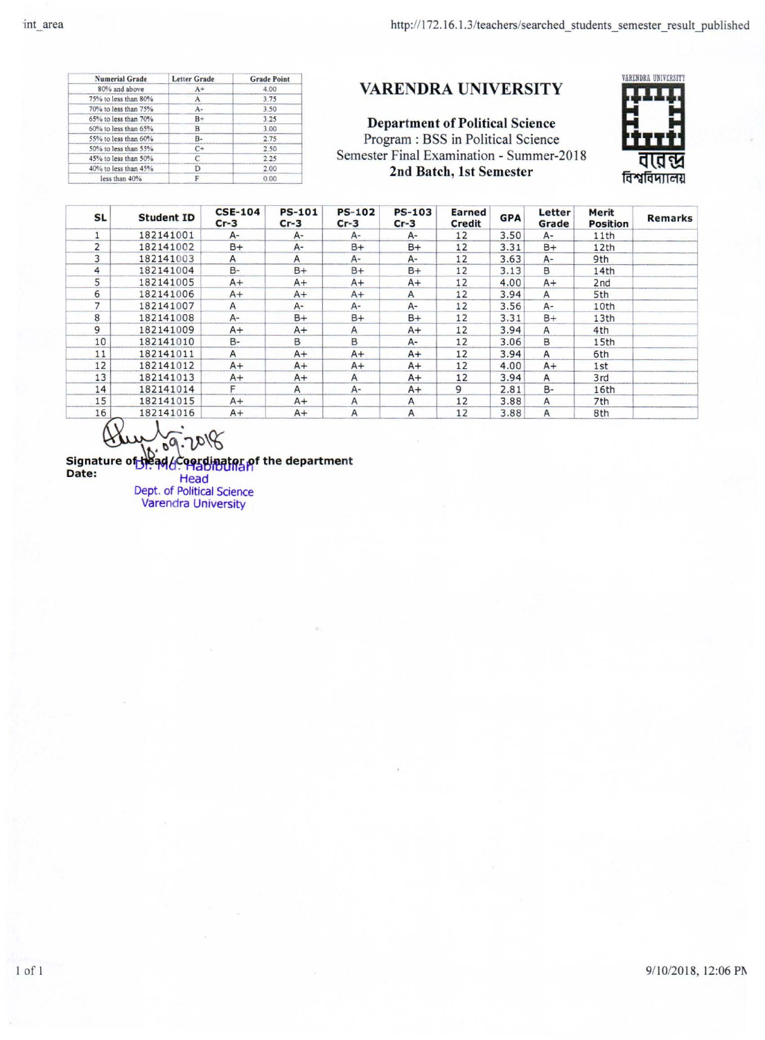| Numerial Grade | Letter Grade | Grade Point |
|---|---|---|
| 80% and above | A+ | 4.00 |
| 75% to less than 80% | A | 3.75 |
| 70% to less than 75% | A- | 3.50 |
| 65% to less than 70% | B+ | 3.25 |
| 60% to less than 65% | B | 3.00 |
| 55% to less than 60% | B- | 2.75 |
| 50% to less than 55% | C+ | 2.50 |
| 45% to less than 50% | C | 2.25 |
| 40% to less than 45% | D | 2.00 |
| less than 40% | F | 0.00 |

# VARENDRA UNIVERSITY

## Department of Political Science

Program : BSS in Political Science

Semester Final Examination - Summer-2018

**2nd Batch, 1st Semester**

| SL | Student ID | CSE-104 Cr-3 | PS-101 Cr-3 | PS-102 Cr-3 | PS-103 Cr-3 | Earned Credit | GPA | Letter Grade | Merit Position | Remarks |
|---|---|---|---|---|---|---|---|---|---|---|
| 1 | 182141001 | A- | A- | A- | A- | 12 | 3.50 | A- | 11th | |
| 2 | 182141002 | B+ | A- | B+ | B+ | 12 | 3.31 | B+ | 12th | |
| 3 | 182141003 | A | A | A- | A- | 12 | 3.63 | A- | 9th | |
| 4 | 182141004 | B- | B+ | B+ | B+ | 12 | 3.13 | B | 14th | |
| 5 | 182141005 | A+ | A+ | A+ | A+ | 12 | 4.00 | A+ | 2nd | |
| 6 | 182141006 | A+ | A+ | A+ | A | 12 | 3.94 | A | 5th | |
| 7 | 182141007 | A | A- | A- | A- | 12 | 3.56 | A- | 10th | |
| 8 | 182141008 | A- | B+ | B+ | B+ | 12 | 3.31 | B+ | 13th | |
| 9 | 182141009 | A+ | A+ | A | A+ | 12 | 3.94 | A | 4th | |
| 10 | 182141010 | B- | B | B | A- | 12 | 3.06 | B | 15th | |
| 11 | 182141011 | A | A+ | A+ | A+ | 12 | 3.94 | A | 6th | |
| 12 | 182141012 | A+ | A+ | A+ | A+ | 12 | 4.00 | A+ | 1st | |
| 13 | 182141013 | A+ | A+ | A | A+ | 12 | 3.94 | A | 3rd | |
| 14 | 182141014 | F | A | A- | A+ | 9 | 2.81 | B- | 16th | |
| 15 | 182141015 | A+ | A+ | A | A | 12 | 3.88 | A | 7th | |
| 16 | 182141016 | A+ | A+ | A | A | 12 | 3.88 | A | 8th | |

10.09.2018

**Signature of Head/Coordinator of the department**

**Date:**

Dr. Md. Habibullah
Head
Dept. of Political Science
Varendra University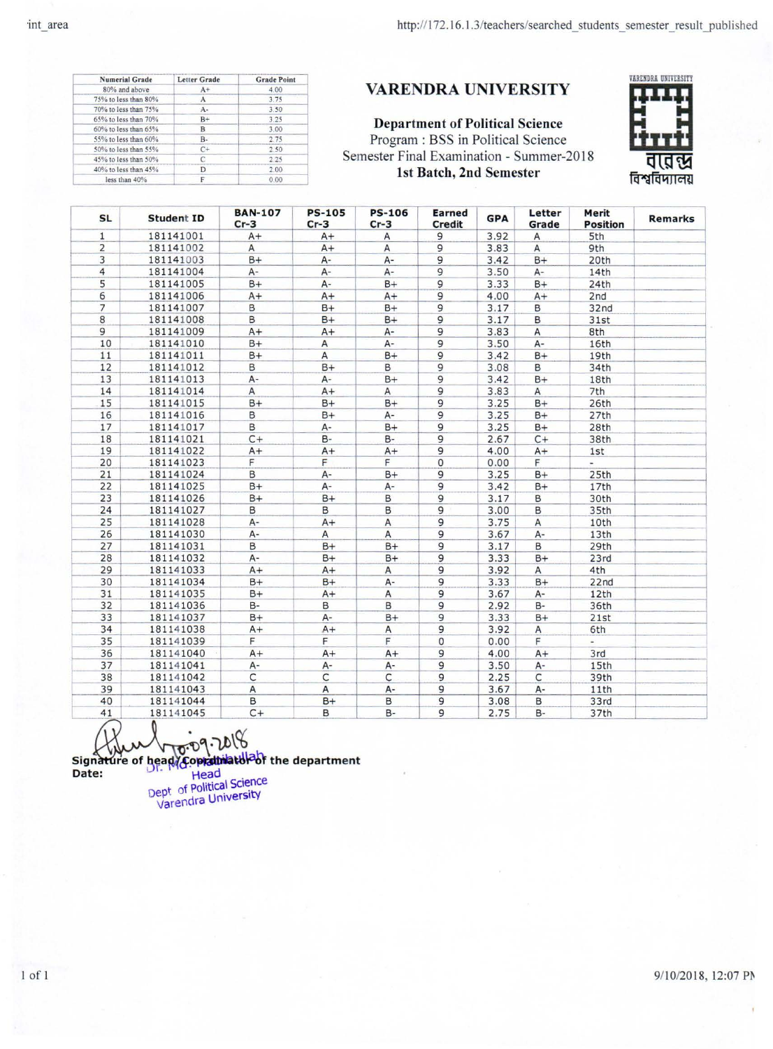| Numerial Grade | Letter Grade | Grade Point |
|---|---|---|
| 80% and above | A+ | 4.00 |
| 75% to less than 80% | A | 3.75 |
| 70% to less than 75% | A- | 3.50 |
| 65% to less than 70% | B+ | 3.25 |
| 60% to less than 65% | B | 3.00 |
| 55% to less than 60% | B- | 2.75 |
| 50% to less than 55% | C+ | 2.50 |
| 45% to less than 50% | C | 2.25 |
| 40% to less than 45% | D | 2.00 |
| less than 40% | F | 0.00 |

# VARENDRA UNIVERSITY

**Department of Political Science**

Program : BSS in Political Science

Semester Final Examination - Summer-2018

**1st Batch, 2nd Semester**

VARENDRA UNIVERSITY

বারেন্দ্র বিশ্ববিদ্যালয়

| SL | Student ID | BAN-107 Cr-3 | PS-105 Cr-3 | PS-106 Cr-3 | Earned Credit | GPA | Letter Grade | Merit Position | Remarks |
|---|---|---|---|---|---|---|---|---|---|
| 1 | 181141001 | A+ | A+ | A | 9 | 3.92 | A | 5th | |
| 2 | 181141002 | A | A+ | A | 9 | 3.83 | A | 9th | |
| 3 | 181141003 | B+ | A- | A- | 9 | 3.42 | B+ | 20th | |
| 4 | 181141004 | A- | A- | A- | 9 | 3.50 | A- | 14th | |
| 5 | 181141005 | B+ | A- | B+ | 9 | 3.33 | B+ | 24th | |
| 6 | 181141006 | A+ | A+ | A+ | 9 | 4.00 | A+ | 2nd | |
| 7 | 181141007 | B | B+ | B+ | 9 | 3.17 | B | 32nd | |
| 8 | 181141008 | B | B+ | B+ | 9 | 3.17 | B | 31st | |
| 9 | 181141009 | A+ | A+ | A- | 9 | 3.83 | A | 8th | |
| 10 | 181141010 | B+ | A | A- | 9 | 3.50 | A- | 16th | |
| 11 | 181141011 | B+ | A | B+ | 9 | 3.42 | B+ | 19th | |
| 12 | 181141012 | B | B+ | B | 9 | 3.08 | B | 34th | |
| 13 | 181141013 | A- | A- | B+ | 9 | 3.42 | B+ | 18th | |
| 14 | 181141014 | A | A+ | A | 9 | 3.83 | A | 7th | |
| 15 | 181141015 | B+ | B+ | B+ | 9 | 3.25 | B+ | 26th | |
| 16 | 181141016 | B | B+ | A- | 9 | 3.25 | B+ | 27th | |
| 17 | 181141017 | B | A- | B+ | 9 | 3.25 | B+ | 28th | |
| 18 | 181141021 | C+ | B- | B- | 9 | 2.67 | C+ | 38th | |
| 19 | 181141022 | A+ | A+ | A+ | 9 | 4.00 | A+ | 1st | |
| 20 | 181141023 | F | F | F | 0 | 0.00 | F | - | |
| 21 | 181141024 | B | A- | B+ | 9 | 3.25 | B+ | 25th | |
| 22 | 181141025 | B+ | A- | A- | 9 | 3.42 | B+ | 17th | |
| 23 | 181141026 | B+ | B+ | B | 9 | 3.17 | B | 30th | |
| 24 | 181141027 | B | B | B | 9 | 3.00 | B | 35th | |
| 25 | 181141028 | A- | A+ | A | 9 | 3.75 | A | 10th | |
| 26 | 181141030 | A- | A | A | 9 | 3.67 | A- | 13th | |
| 27 | 181141031 | B | B+ | B+ | 9 | 3.17 | B | 29th | |
| 28 | 181141032 | A- | B+ | B+ | 9 | 3.33 | B+ | 23rd | |
| 29 | 181141033 | A+ | A+ | A | 9 | 3.92 | A | 4th | |
| 30 | 181141034 | B+ | B+ | A- | 9 | 3.33 | B+ | 22nd | |
| 31 | 181141035 | B+ | A+ | A | 9 | 3.67 | A- | 12th | |
| 32 | 181141036 | B- | B | B | 9 | 2.92 | B- | 36th | |
| 33 | 181141037 | B+ | A- | B+ | 9 | 3.33 | B+ | 21st | |
| 34 | 181141038 | A+ | A+ | A | 9 | 3.92 | A | 6th | |
| 35 | 181141039 | F | F | F | 0 | 0.00 | F | - | |
| 36 | 181141040 | A+ | A+ | A+ | 9 | 4.00 | A+ | 3rd | |
| 37 | 181141041 | A- | A- | A- | 9 | 3.50 | A- | 15th | |
| 38 | 181141042 | C | C | C | 9 | 2.25 | C | 39th | |
| 39 | 181141043 | A | A | A- | 9 | 3.67 | A- | 11th | |
| 40 | 181141044 | B | B+ | B | 9 | 3.08 | B | 33rd | |
| 41 | 181141045 | C+ | B | B- | 9 | 2.75 | B- | 37th | |

10.09.2018

**Signature of head/Coordinator of the department**

**Date:**

Dr. Md. Habibullah
Head
Dept. of Political Science
Varendra University